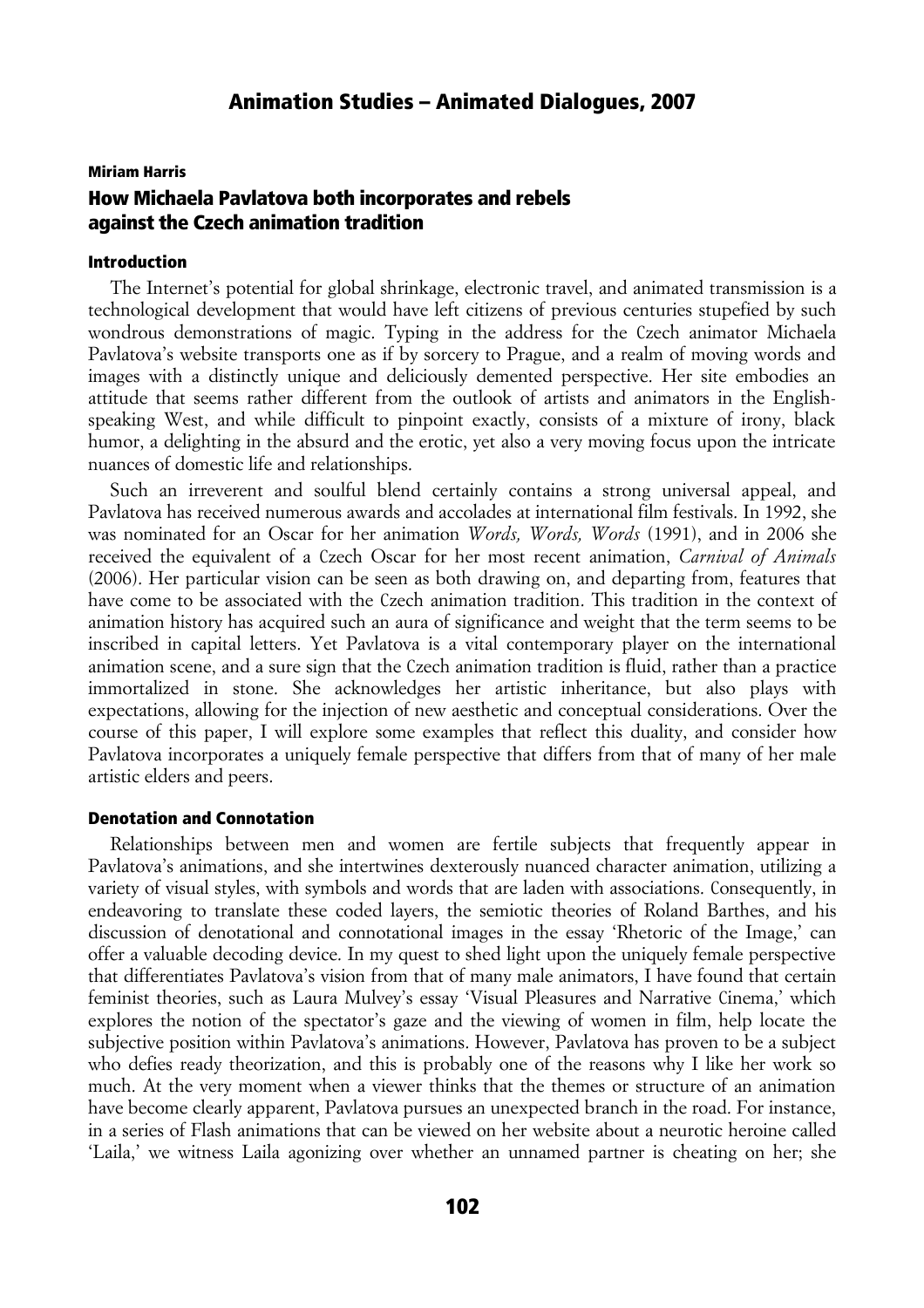# Animation Studies – Animated Dialogues, 2007

**Miriam Harris**

## How Michaela Pavlatova both incorporates and rebels against the Czech animation tradition

### Introduction

The Internet's potential for global shrinkage, electronic travel, and animated transmission is a technological development that would have left citizens of previous centuries stupefied by such wondrous demonstrations of magic. Typing in the address for the Czech animator Michaela Pavlatova's website transports one as if by sorcery to Prague, and a realm of moving words and images with a distinctly unique and deliciously demented perspective. Her site embodies an attitude that seems rather different from the outlook of artists and animators in the English-speaking West, and while difficult to pinpoint exactly, consists of a mixture of irony, black humor, a delighting in the absurd and the erotic, yet also a very moving focus upon the intricate nuances of domestic life and relationships.

Such an irreverent and soulful blend certainly contains a strong universal appeal, and Pavlatova has received numerous awards and accolades at international film festivals. In 1992, she was nominated for an Oscar for her animation *Words, Words, Words* (1991), and in 2006 she received the equivalent of a Czech Oscar for her most recent animation, *Carnival of Animals* (2006). Her particular vision can be seen as both drawing on, and departing from, features that have come to be associated with the Czech animation tradition. This tradition in the context of animation history has acquired such an aura of significance and weight that the term seems to be inscribed in capital letters. Yet Pavlatova is a vital contemporary player on the international animation scene, and a sure sign that the Czech animation tradition is fluid, rather than a practice immortalized in stone. She acknowledges her artistic inheritance, but also plays with expectations, allowing for the injection of new aesthetic and conceptual considerations. Over the course of this paper, I will explore some examples that reflect this duality, and consider how Pavlatova incorporates a uniquely female perspective that differs from that of many of her male artistic elders and peers.

### Denotation and Connotation

Relationships between men and women are fertile subjects that frequently appear in Pavlatova's animations, and she intertwines dexterously nuanced character animation, utilizing a variety of visual styles, with symbols and words that are laden with associations. Consequently, in endeavoring to translate these coded layers, the semiotic theories of Roland Barthes, and his discussion of denotational and connotational images in the essay 'Rhetoric of the Image,' can offer a valuable decoding device. In my quest to shed light upon the uniquely female perspective that differentiates Pavlatova's vision from that of many male animators, I have found that certain feminist theories, such as Laura Mulvey's essay 'Visual Pleasures and Narrative Cinema,' which explores the notion of the spectator's gaze and the viewing of women in film, help locate the subjective position within Pavlatova's animations. However, Pavlatova has proven to be a subject who defies ready theorization, and this is probably one of the reasons why I like her work so much. At the very moment when a viewer thinks that the themes or structure of an animation have become clearly apparent, Pavlatova pursues an unexpected branch in the road. For instance, in a series of Flash animations that can be viewed on her website about a neurotic heroine called 'Laila,' we witness Laila agonizing over whether an unnamed partner is cheating on her; she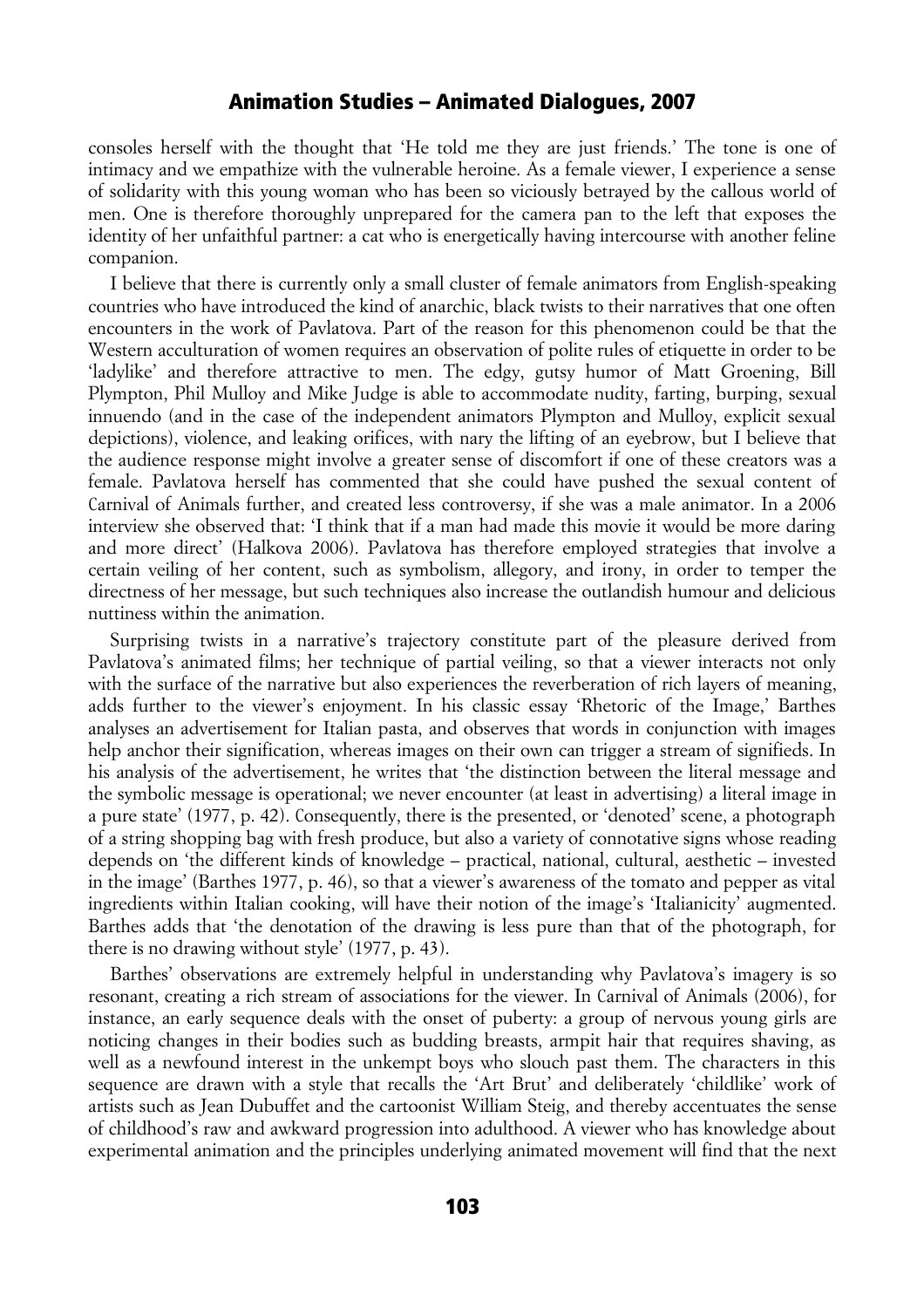consoles herself with the thought that 'He told me they are just friends.' The tone is one of intimacy and we empathize with the vulnerable heroine. As a female viewer, I experience a sense of solidarity with this young woman who has been so viciously betrayed by the callous world of men. One is therefore thoroughly unprepared for the camera pan to the left that exposes the identity of her unfaithful partner: a cat who is energetically having intercourse with another feline companion.

I believe that there is currently only a small cluster of female animators from English-speaking countries who have introduced the kind of anarchic, black twists to their narratives that one often encounters in the work of Pavlatova. Part of the reason for this phenomenon could be that the Western acculturation of women requires an observation of polite rules of etiquette in order to be 'ladylike' and therefore attractive to men. The edgy, gutsy humor of Matt Groening, Bill Plympton, Phil Mulloy and Mike Judge is able to accommodate nudity, farting, burping, sexual innuendo (and in the case of the independent animators Plympton and Mulloy, explicit sexual depictions), violence, and leaking orifices, with nary the lifting of an eyebrow, but I believe that the audience response might involve a greater sense of discomfort if one of these creators was a female. Pavlatova herself has commented that she could have pushed the sexual content of *Carnival of Animals* further, and created less controversy, if she was a male animator. In a 2006 interview she observed that: 'I think that if a man had made this movie it would be more daring and more direct' (Halkova 2006). Pavlatova has therefore employed strategies that involve a certain veiling of her content, such as symbolism, allegory, and irony, in order to temper the directness of her message, but such techniques also increase the outlandish humour and delicious nuttiness within the animation.

Surprising twists in a narrative's trajectory constitute part of the pleasure derived from Pavlatova's animated films; her technique of partial veiling, so that a viewer interacts not only with the surface of the narrative but also experiences the reverberation of rich layers of meaning, adds further to the viewer's enjoyment. In his classic essay 'Rhetoric of the Image,' Barthes analyses an advertisement for Italian pasta, and observes that words in conjunction with images help anchor their signification, whereas images on their own can trigger a stream of signifieds. In his analysis of the advertisement, he writes that 'the distinction between the literal message and the symbolic message is operational; we never encounter (at least in advertising) a literal image in a pure state' (1977, p. 42). Consequently, there is the presented, or 'denoted' scene, a photograph of a string shopping bag with fresh produce, but also a variety of connotative signs whose reading depends on 'the different kinds of knowledge – practical, national, cultural, aesthetic – invested in the image' (Barthes 1977, p. 46), so that a viewer's awareness of the tomato and pepper as vital ingredients within Italian cooking, will have their notion of the image's 'Italianicity' augmented. Barthes adds that 'the denotation of the drawing is less pure than that of the photograph, for there is no drawing without style' (1977, p. 43).

Barthes' observations are extremely helpful in understanding why Pavlatova's imagery is so resonant, creating a rich stream of associations for the viewer. In *Carnival of Animals* (2006), for instance, an early sequence deals with the onset of puberty: a group of nervous young girls are noticing changes in their bodies such as budding breasts, armpit hair that requires shaving, as well as a newfound interest in the unkempt boys who slouch past them. The characters in this sequence are drawn with a style that recalls the 'Art Brut' and deliberately 'childlike' work of artists such as Jean Dubuffet and the cartoonist William Steig, and thereby accentuates the sense of childhood's raw and awkward progression into adulthood. A viewer who has knowledge about experimental animation and the principles underlying animated movement will find that the next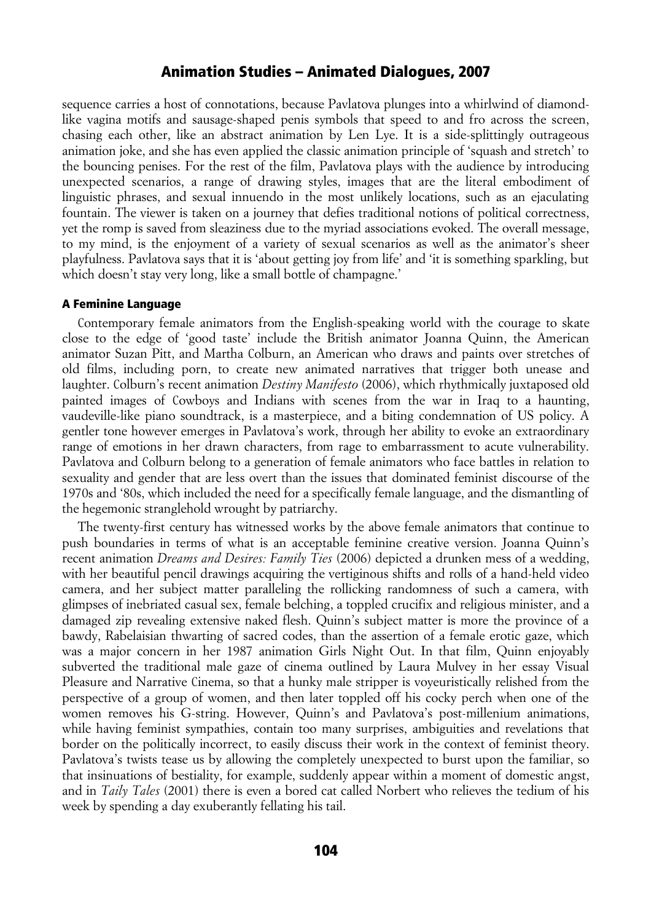sequence carries a host of connotations, because Pavlatova plunges into a whirlwind of diamond-like vagina motifs and sausage-shaped penis symbols that speed to and fro across the screen, chasing each other, like an abstract animation by Len Lye. It is a side-splittingly outrageous animation joke, and she has even applied the classic animation principle of 'squash and stretch' to the bouncing penises. For the rest of the film, Pavlatova plays with the audience by introducing unexpected scenarios, a range of drawing styles, images that are the literal embodiment of linguistic phrases, and sexual innuendo in the most unlikely locations, such as an ejaculating fountain. The viewer is taken on a journey that defies traditional notions of political correctness, yet the romp is saved from sleaziness due to the myriad associations evoked. The overall message, to my mind, is the enjoyment of a variety of sexual scenarios as well as the animator's sheer playfulness. Pavlatova says that it is 'about getting joy from life' and 'it is something sparkling, but which doesn't stay very long, like a small bottle of champagne.'

### A Feminine Language

Contemporary female animators from the English-speaking world with the courage to skate close to the edge of 'good taste' include the British animator Joanna Quinn, the American animator Suzan Pitt, and Martha Colburn, an American who draws and paints over stretches of old films, including porn, to create new animated narratives that trigger both unease and laughter. Colburn's recent animation *Destiny Manifesto* (2006), which rhythmically juxtaposed old painted images of Cowboys and Indians with scenes from the war in Iraq to a haunting, vaudeville-like piano soundtrack, is a masterpiece, and a biting condemnation of US policy. A gentler tone however emerges in Pavlatova's work, through her ability to evoke an extraordinary range of emotions in her drawn characters, from rage to embarrassment to acute vulnerability. Pavlatova and Colburn belong to a generation of female animators who face battles in relation to sexuality and gender that are less overt than the issues that dominated feminist discourse of the 1970s and '80s, which included the need for a specifically female language, and the dismantling of the hegemonic stranglehold wrought by patriarchy.

The twenty-first century has witnessed works by the above female animators that continue to push boundaries in terms of what is an acceptable feminine creative version. Joanna Quinn's recent animation *Dreams and Desires: Family Ties* (2006) depicted a drunken mess of a wedding, with her beautiful pencil drawings acquiring the vertiginous shifts and rolls of a hand-held video camera, and her subject matter paralleling the rollicking randomness of such a camera, with glimpses of inebriated casual sex, female belching, a toppled crucifix and religious minister, and a damaged zip revealing extensive naked flesh. Quinn's subject matter is more the province of a bawdy, Rabelaisian thwarting of sacred codes, than the assertion of a female erotic gaze, which was a major concern in her 1987 animation Girls Night Out. In that film, Quinn enjoyably subverted the traditional male gaze of cinema outlined by Laura Mulvey in her essay Visual Pleasure and Narrative Cinema, so that a hunky male stripper is voyeuristically relished from the perspective of a group of women, and then later toppled off his cocky perch when one of the women removes his G-string. However, Quinn's and Pavlatova's post-millenium animations, while having feminist sympathies, contain too many surprises, ambiguities and revelations that border on the politically incorrect, to easily discuss their work in the context of feminist theory. Pavlatova's twists tease us by allowing the completely unexpected to burst upon the familiar, so that insinuations of bestiality, for example, suddenly appear within a moment of domestic angst, and in *Taily Tales* (2001) there is even a bored cat called Norbert who relieves the tedium of his week by spending a day exuberantly fellating his tail.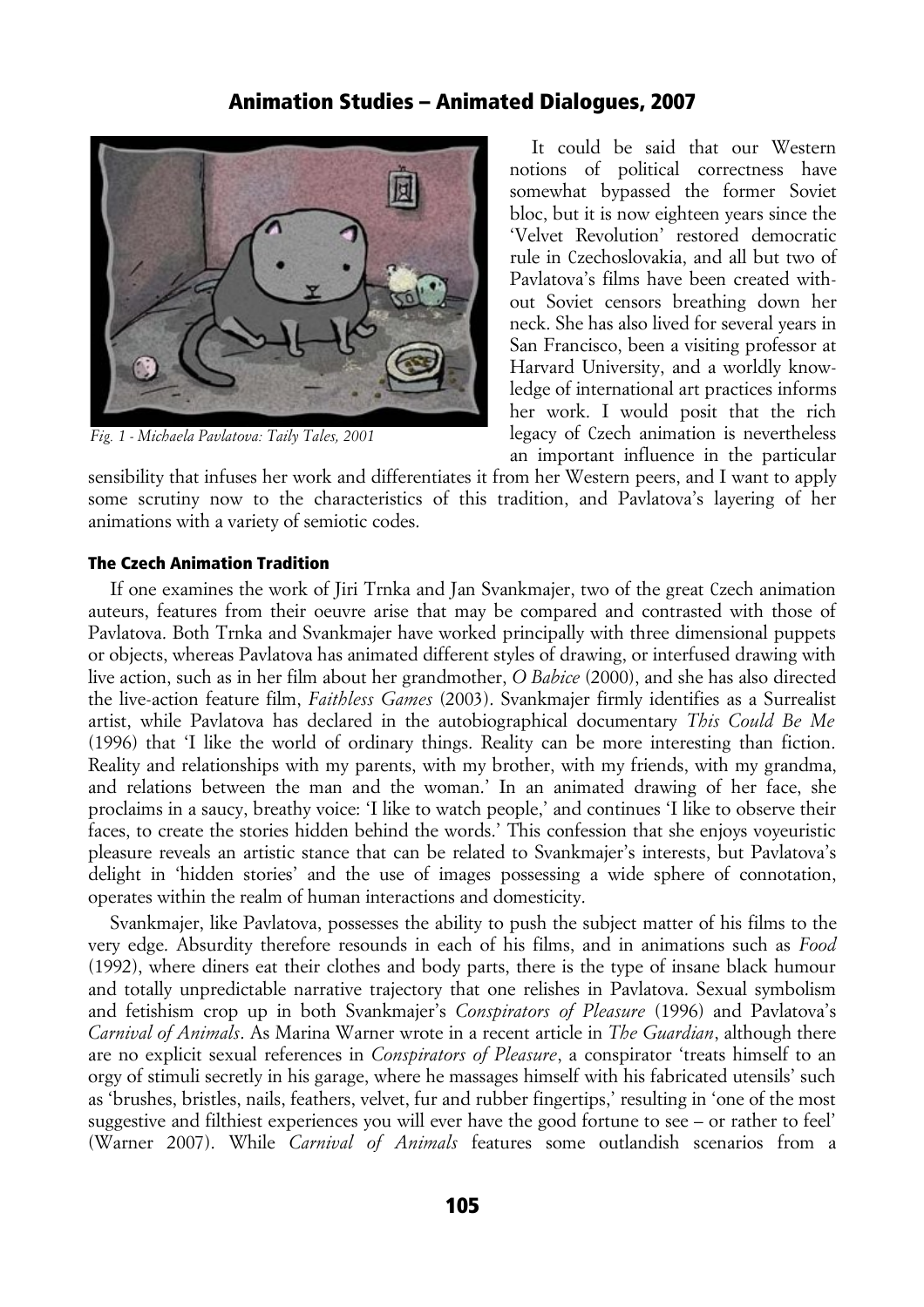It could be said that our Western notions of political correctness have somewhat bypassed the former Soviet bloc, but it is now eighteen years since the 'Velvet Revolution' restored democratic rule in Czechoslovakia, and all but two of Pavlatova's films have been created without Soviet censors breathing down her neck. She has also lived for several years in San Francisco, been a visiting professor at Harvard University, and a worldly knowledge of international art practices informs her work. I would posit that the rich legacy of Czech animation is nevertheless an important influence in the particular sensibility that infuses her work and differentiates it from her Western peers, and I want to apply some scrutiny now to the characteristics of this tradition, and Pavlatova's layering of her animations with a variety of semiotic codes.

*Fig. 1 - Michaela Pavlatova: Taily Tales, 2001*

### The Czech Animation Tradition

If one examines the work of Jiri Trnka and Jan Svankmajer, two of the great Czech animation auteurs, features from their oeuvre arise that may be compared and contrasted with those of Pavlatova. Both Trnka and Svankmajer have worked principally with three dimensional puppets or objects, whereas Pavlatova has animated different styles of drawing, or interfused drawing with live action, such as in her film about her grandmother, *O Babice* (2000), and she has also directed the live-action feature film, *Faithless Games* (2003). Svankmajer firmly identifies as a Surrealist artist, while Pavlatova has declared in the autobiographical documentary *This Could Be Me* (1996) that 'I like the world of ordinary things. Reality can be more interesting than fiction. Reality and relationships with my parents, with my brother, with my friends, with my grandma, and relations between the man and the woman.' In an animated drawing of her face, she proclaims in a saucy, breathy voice: 'I like to watch people,' and continues 'I like to observe their faces, to create the stories hidden behind the words.' This confession that she enjoys voyeuristic pleasure reveals an artistic stance that can be related to Svankmajer's interests, but Pavlatova's delight in 'hidden stories' and the use of images possessing a wide sphere of connotation, operates within the realm of human interactions and domesticity.

Svankmajer, like Pavlatova, possesses the ability to push the subject matter of his films to the very edge. Absurdity therefore resounds in each of his films, and in animations such as *Food* (1992), where diners eat their clothes and body parts, there is the type of insane black humour and totally unpredictable narrative trajectory that one relishes in Pavlatova. Sexual symbolism and fetishism crop up in both Svankmajer's *Conspirators of Pleasure* (1996) and Pavlatova's *Carnival of Animals*. As Marina Warner wrote in a recent article in *The Guardian*, although there are no explicit sexual references in *Conspirators of Pleasure*, a conspirator 'treats himself to an orgy of stimuli secretly in his garage, where he massages himself with his fabricated utensils' such as 'brushes, bristles, nails, feathers, velvet, fur and rubber fingertips,' resulting in 'one of the most suggestive and filthiest experiences you will ever have the good fortune to see – or rather to feel' (Warner 2007). While *Carnival of Animals* features some outlandish scenarios from a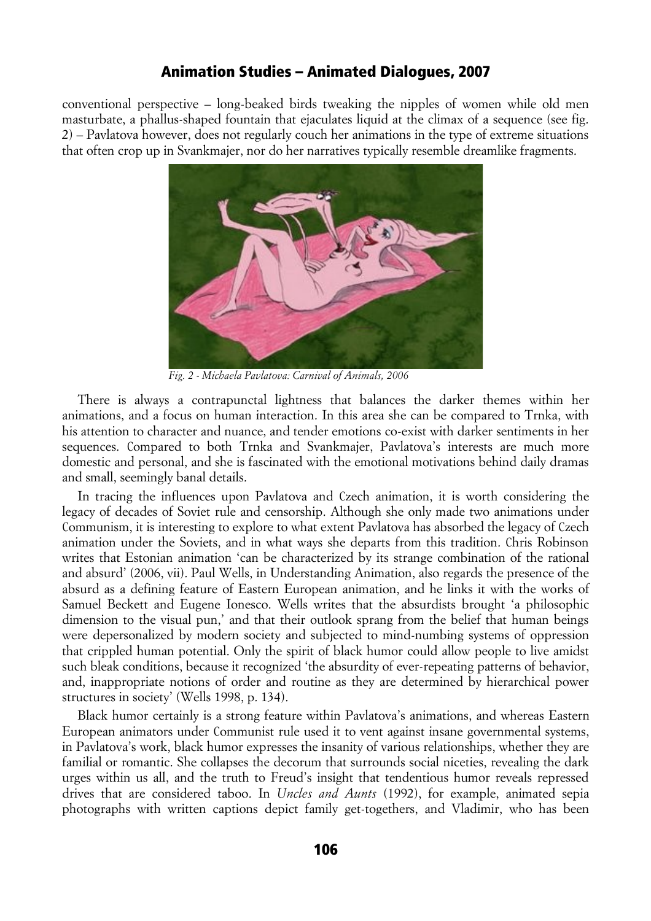conventional perspective – long-beaked birds tweaking the nipples of women while old men masturbate, a phallus-shaped fountain that ejaculates liquid at the climax of a sequence (see fig. 2) – Pavlatova however, does not regularly couch her animations in the type of extreme situations that often crop up in Svankmajer, nor do her narratives typically resemble dreamlike fragments.

*Fig. 2 - Michaela Pavlatova: Carnival of Animals, 2006*

There is always a contrapunctal lightness that balances the darker themes within her animations, and a focus on human interaction. In this area she can be compared to Trnka, with his attention to character and nuance, and tender emotions co-exist with darker sentiments in her sequences. Compared to both Trnka and Svankmajer, Pavlatova's interests are much more domestic and personal, and she is fascinated with the emotional motivations behind daily dramas and small, seemingly banal details.

In tracing the influences upon Pavlatova and Czech animation, it is worth considering the legacy of decades of Soviet rule and censorship. Although she only made two animations under Communism, it is interesting to explore to what extent Pavlatova has absorbed the legacy of Czech animation under the Soviets, and in what ways she departs from this tradition. Chris Robinson writes that Estonian animation 'can be characterized by its strange combination of the rational and absurd' (2006, vii). Paul Wells, in Understanding Animation, also regards the presence of the absurd as a defining feature of Eastern European animation, and he links it with the works of Samuel Beckett and Eugene Ionesco. Wells writes that the absurdists brought 'a philosophic dimension to the visual pun,' and that their outlook sprang from the belief that human beings were depersonalized by modern society and subjected to mind-numbing systems of oppression that crippled human potential. Only the spirit of black humor could allow people to live amidst such bleak conditions, because it recognized 'the absurdity of ever-repeating patterns of behavior, and, inappropriate notions of order and routine as they are determined by hierarchical power structures in society' (Wells 1998, p. 134).

Black humor certainly is a strong feature within Pavlatova's animations, and whereas Eastern European animators under Communist rule used it to vent against insane governmental systems, in Pavlatova's work, black humor expresses the insanity of various relationships, whether they are familial or romantic. She collapses the decorum that surrounds social niceties, revealing the dark urges within us all, and the truth to Freud's insight that tendentious humor reveals repressed drives that are considered taboo. In *Uncles and Aunts* (1992), for example, animated sepia photographs with written captions depict family get-togethers, and Vladimir, who has been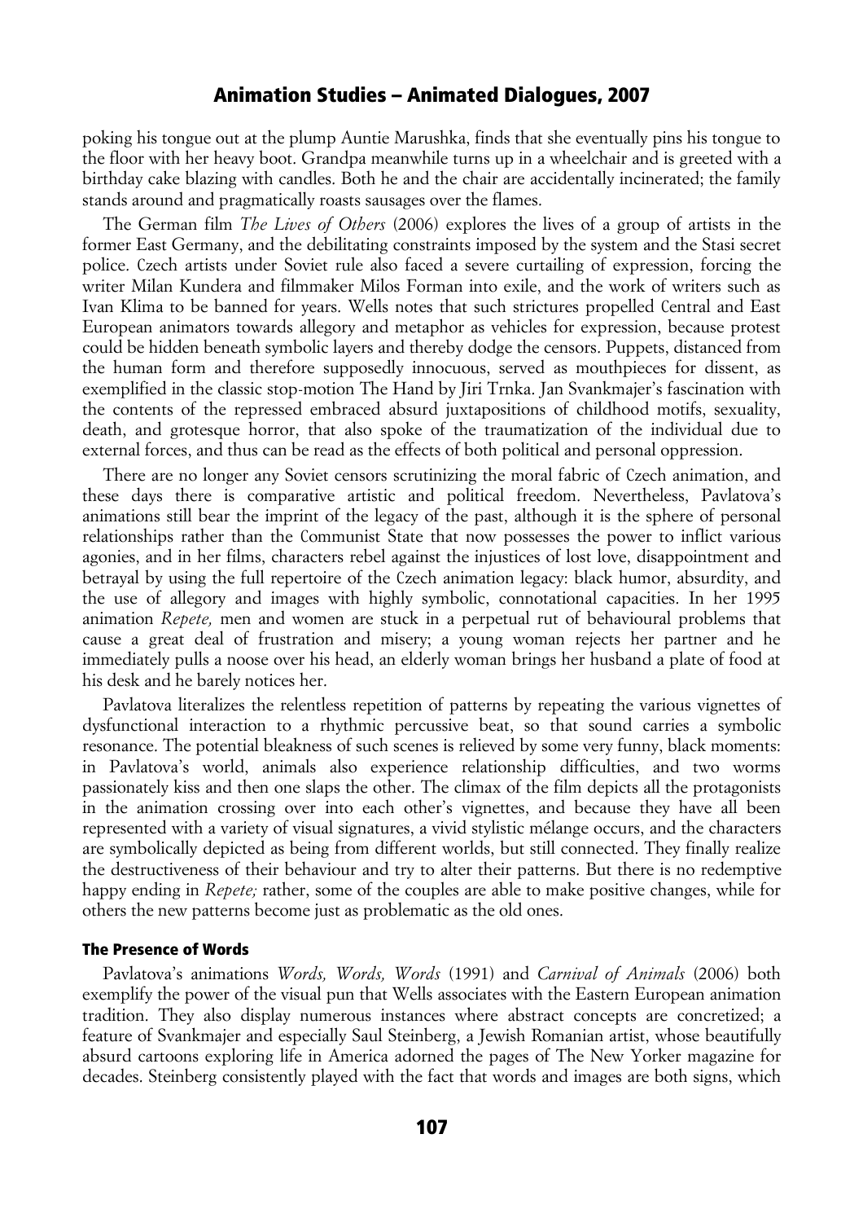poking his tongue out at the plump Auntie Marushka, finds that she eventually pins his tongue to the floor with her heavy boot. Grandpa meanwhile turns up in a wheelchair and is greeted with a birthday cake blazing with candles. Both he and the chair are accidentally incinerated; the family stands around and pragmatically roasts sausages over the flames.

The German film *The Lives of Others* (2006) explores the lives of a group of artists in the former East Germany, and the debilitating constraints imposed by the system and the Stasi secret police. Czech artists under Soviet rule also faced a severe curtailing of expression, forcing the writer Milan Kundera and filmmaker Milos Forman into exile, and the work of writers such as Ivan Klima to be banned for years. Wells notes that such strictures propelled Central and East European animators towards allegory and metaphor as vehicles for expression, because protest could be hidden beneath symbolic layers and thereby dodge the censors. Puppets, distanced from the human form and therefore supposedly innocuous, served as mouthpieces for dissent, as exemplified in the classic stop-motion The Hand by Jiri Trnka. Jan Svankmajer's fascination with the contents of the repressed embraced absurd juxtapositions of childhood motifs, sexuality, death, and grotesque horror, that also spoke of the traumatization of the individual due to external forces, and thus can be read as the effects of both political and personal oppression.

There are no longer any Soviet censors scrutinizing the moral fabric of Czech animation, and these days there is comparative artistic and political freedom. Nevertheless, Pavlatova's animations still bear the imprint of the legacy of the past, although it is the sphere of personal relationships rather than the Communist State that now possesses the power to inflict various agonies, and in her films, characters rebel against the injustices of lost love, disappointment and betrayal by using the full repertoire of the Czech animation legacy: black humor, absurdity, and the use of allegory and images with highly symbolic, connotational capacities. In her 1995 animation *Repete,* men and women are stuck in a perpetual rut of behavioural problems that cause a great deal of frustration and misery; a young woman rejects her partner and he immediately pulls a noose over his head, an elderly woman brings her husband a plate of food at his desk and he barely notices her.

Pavlatova literalizes the relentless repetition of patterns by repeating the various vignettes of dysfunctional interaction to a rhythmic percussive beat, so that sound carries a symbolic resonance. The potential bleakness of such scenes is relieved by some very funny, black moments: in Pavlatova's world, animals also experience relationship difficulties, and two worms passionately kiss and then one slaps the other. The climax of the film depicts all the protagonists in the animation crossing over into each other's vignettes, and because they have all been represented with a variety of visual signatures, a vivid stylistic mélange occurs, and the characters are symbolically depicted as being from different worlds, but still connected. They finally realize the destructiveness of their behaviour and try to alter their patterns. But there is no redemptive happy ending in *Repete;* rather, some of the couples are able to make positive changes, while for others the new patterns become just as problematic as the old ones.

### The Presence of Words

Pavlatova's animations *Words, Words, Words* (1991) and *Carnival of Animals* (2006) both exemplify the power of the visual pun that Wells associates with the Eastern European animation tradition. They also display numerous instances where abstract concepts are concretized; a feature of Svankmajer and especially Saul Steinberg, a Jewish Romanian artist, whose beautifully absurd cartoons exploring life in America adorned the pages of The New Yorker magazine for decades. Steinberg consistently played with the fact that words and images are both signs, which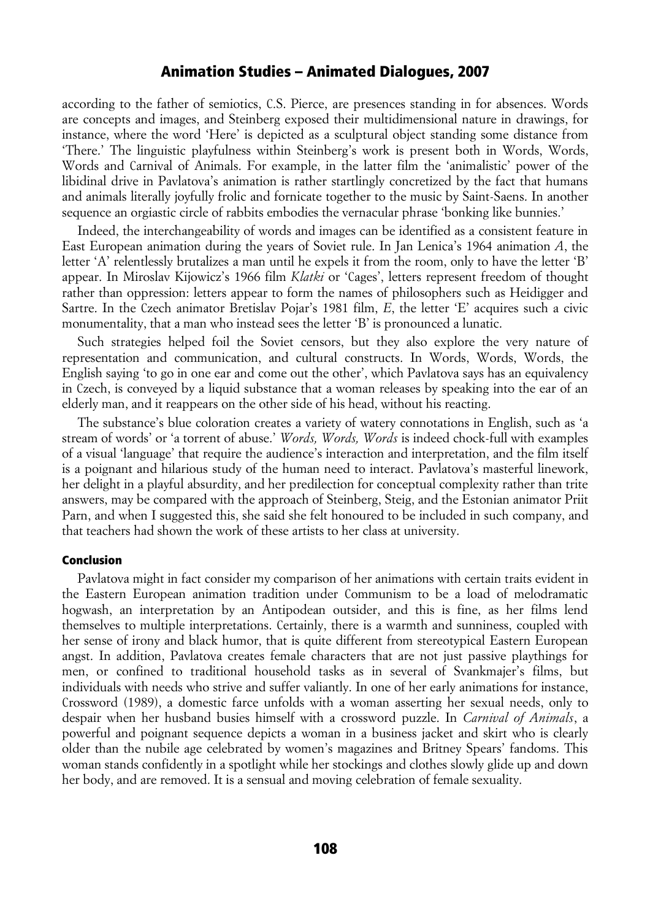according to the father of semiotics, C.S. Pierce, are presences standing in for absences. Words are concepts and images, and Steinberg exposed their multidimensional nature in drawings, for instance, where the word 'Here' is depicted as a sculptural object standing some distance from 'There.' The linguistic playfulness within Steinberg's work is present both in Words, Words, Words and Carnival of Animals. For example, in the latter film the 'animalistic' power of the libidinal drive in Pavlatova's animation is rather startlingly concretized by the fact that humans and animals literally joyfully frolic and fornicate together to the music by Saint-Saens. In another sequence an orgiastic circle of rabbits embodies the vernacular phrase 'bonking like bunnies.'

Indeed, the interchangeability of words and images can be identified as a consistent feature in East European animation during the years of Soviet rule. In Jan Lenica's 1964 animation *A*, the letter 'A' relentlessly brutalizes a man until he expels it from the room, only to have the letter 'B' appear. In Miroslav Kijowicz's 1966 film *Klatki* or 'Cages', letters represent freedom of thought rather than oppression: letters appear to form the names of philosophers such as Heidigger and Sartre. In the Czech animator Bretislav Pojar's 1981 film, *E*, the letter 'E' acquires such a civic monumentality, that a man who instead sees the letter 'B' is pronounced a lunatic.

Such strategies helped foil the Soviet censors, but they also explore the very nature of representation and communication, and cultural constructs. In Words, Words, Words, the English saying 'to go in one ear and come out the other', which Pavlatova says has an equivalency in Czech, is conveyed by a liquid substance that a woman releases by speaking into the ear of an elderly man, and it reappears on the other side of his head, without his reacting.

The substance's blue coloration creates a variety of watery connotations in English, such as 'a stream of words' or 'a torrent of abuse.' *Words, Words, Words* is indeed chock-full with examples of a visual 'language' that require the audience's interaction and interpretation, and the film itself is a poignant and hilarious study of the human need to interact. Pavlatova's masterful linework, her delight in a playful absurdity, and her predilection for conceptual complexity rather than trite answers, may be compared with the approach of Steinberg, Steig, and the Estonian animator Priit Parn, and when I suggested this, she said she felt honoured to be included in such company, and that teachers had shown the work of these artists to her class at university.

### Conclusion

Pavlatova might in fact consider my comparison of her animations with certain traits evident in the Eastern European animation tradition under Communism to be a load of melodramatic hogwash, an interpretation by an Antipodean outsider, and this is fine, as her films lend themselves to multiple interpretations. Certainly, there is a warmth and sunniness, coupled with her sense of irony and black humor, that is quite different from stereotypical Eastern European angst. In addition, Pavlatova creates female characters that are not just passive playthings for men, or confined to traditional household tasks as in several of Svankmajer's films, but individuals with needs who strive and suffer valiantly. In one of her early animations for instance, Crossword (1989), a domestic farce unfolds with a woman asserting her sexual needs, only to despair when her husband busies himself with a crossword puzzle. In *Carnival of Animals*, a powerful and poignant sequence depicts a woman in a business jacket and skirt who is clearly older than the nubile age celebrated by women's magazines and Britney Spears' fandoms. This woman stands confidently in a spotlight while her stockings and clothes slowly glide up and down her body, and are removed. It is a sensual and moving celebration of female sexuality.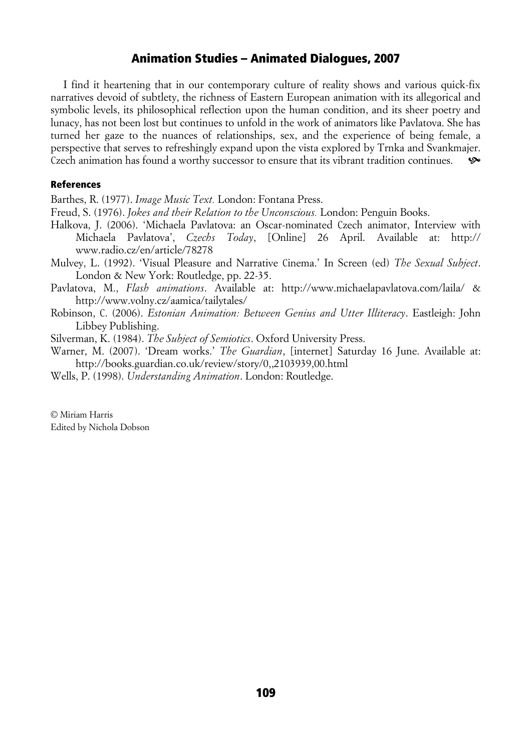I find it heartening that in our contemporary culture of reality shows and various quick-fix narratives devoid of subtlety, the richness of Eastern European animation with its allegorical and symbolic levels, its philosophical reflection upon the human condition, and its sheer poetry and lunacy, has not been lost but continues to unfold in the work of animators like Pavlatova. She has turned her gaze to the nuances of relationships, sex, and the experience of being female, a perspective that serves to refreshingly expand upon the vista explored by Trnka and Svankmajer. Czech animation has found a worthy successor to ensure that its vibrant tradition continues.

#### References

Barthes, R. (1977). *Image Music Text.* London: Fontana Press.

Freud, S. (1976). *Jokes and their Relation to the Unconscious.* London: Penguin Books.

Halkova, J. (2006). 'Michaela Pavlatova: an Oscar-nominated Czech animator, Interview with Michaela Pavlatova', *Czechs Today*, [Online] 26 April. Available at: http://www.radio.cz/en/article/78278

Mulvey, L. (1992). 'Visual Pleasure and Narrative Cinema.' In Screen (ed) *The Sexual Subject*. London & New York: Routledge, pp. 22-35.

Pavlatova, M., *Flash animations*. Available at: http://www.michaelapavlatova.com/laila/ & http://www.volny.cz/aamica/tailytales/

Robinson, C. (2006). *Estonian Animation: Between Genius and Utter Illiteracy*. Eastleigh: John Libbey Publishing.

Silverman, K. (1984). *The Subject of Semiotics*. Oxford University Press.

Warner, M. (2007). 'Dream works.' *The Guardian*, [internet] Saturday 16 June. Available at: http://books.guardian.co.uk/review/story/0,,2103939,00.html

Wells, P. (1998). *Understanding Animation*. London: Routledge.

© Miriam Harris
Edited by Nichola Dobson